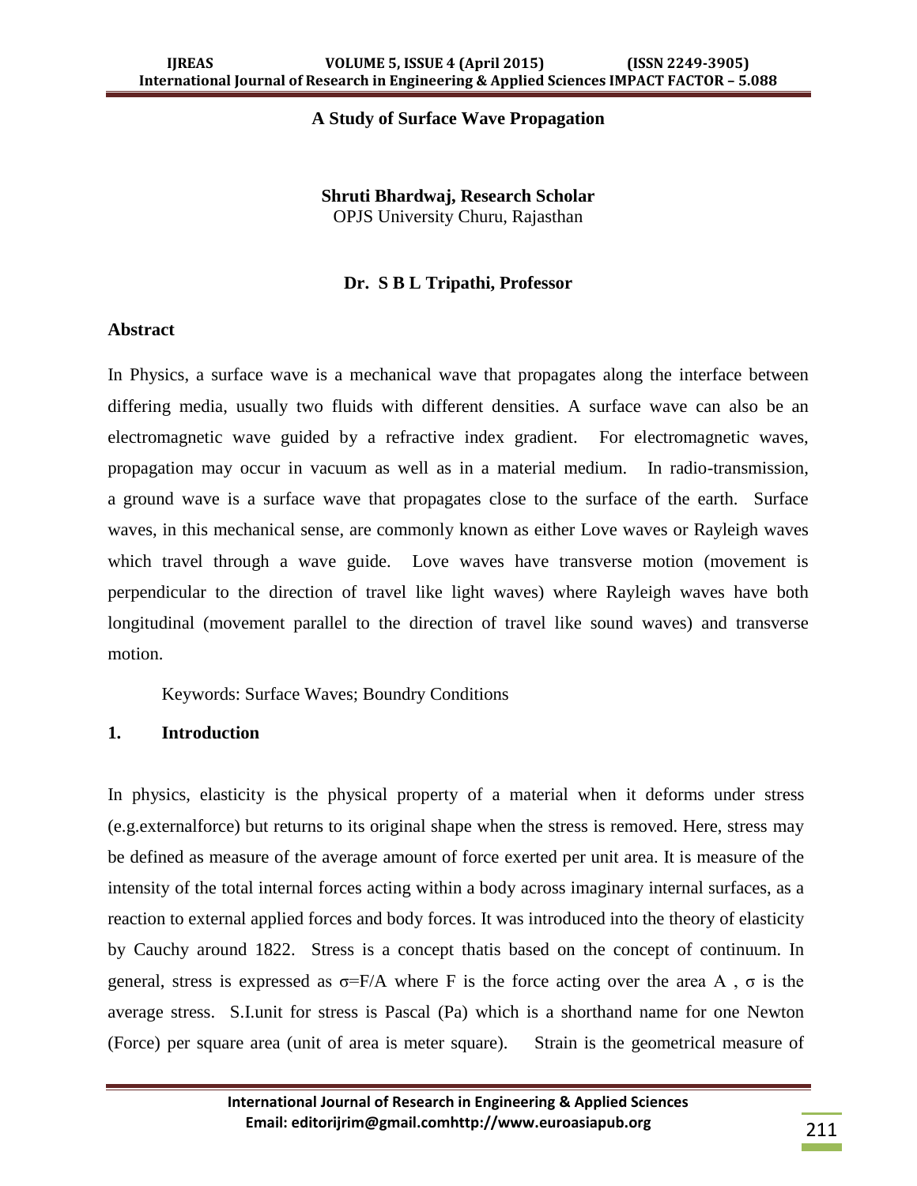# A Study of Surface Wave Propagation

**Shruti Bhardwaj, Research Scholar**
OPJS University Churu, Rajasthan

**Dr. S B L Tripathi, Professor**

## Abstract

In Physics, a surface wave is a mechanical wave that propagates along the interface between differing media, usually two fluids with different densities. A surface wave can also be an electromagnetic wave guided by a refractive index gradient. For electromagnetic waves, propagation may occur in vacuum as well as in a material medium. In radio-transmission, a ground wave is a surface wave that propagates close to the surface of the earth. Surface waves, in this mechanical sense, are commonly known as either Love waves or Rayleigh waves which travel through a wave guide. Love waves have transverse motion (movement is perpendicular to the direction of travel like light waves) where Rayleigh waves have both longitudinal (movement parallel to the direction of travel like sound waves) and transverse motion.

Keywords: Surface Waves; Boundry Conditions

## 1. Introduction

In physics, elasticity is the physical property of a material when it deforms under stress (e.g.externalforce) but returns to its original shape when the stress is removed. Here, stress may be defined as measure of the average amount of force exerted per unit area. It is measure of the intensity of the total internal forces acting within a body across imaginary internal surfaces, as a reaction to external applied forces and body forces. It was introduced into the theory of elasticity by Cauchy around 1822. Stress is a concept thatis based on the concept of continuum. In general, stress is expressed as $\sigma=F/A$ where F is the force acting over the area A , $\sigma$ is the average stress. S.I.unit for stress is Pascal (Pa) which is a shorthand name for one Newton (Force) per square area (unit of area is meter square). Strain is the geometrical measure of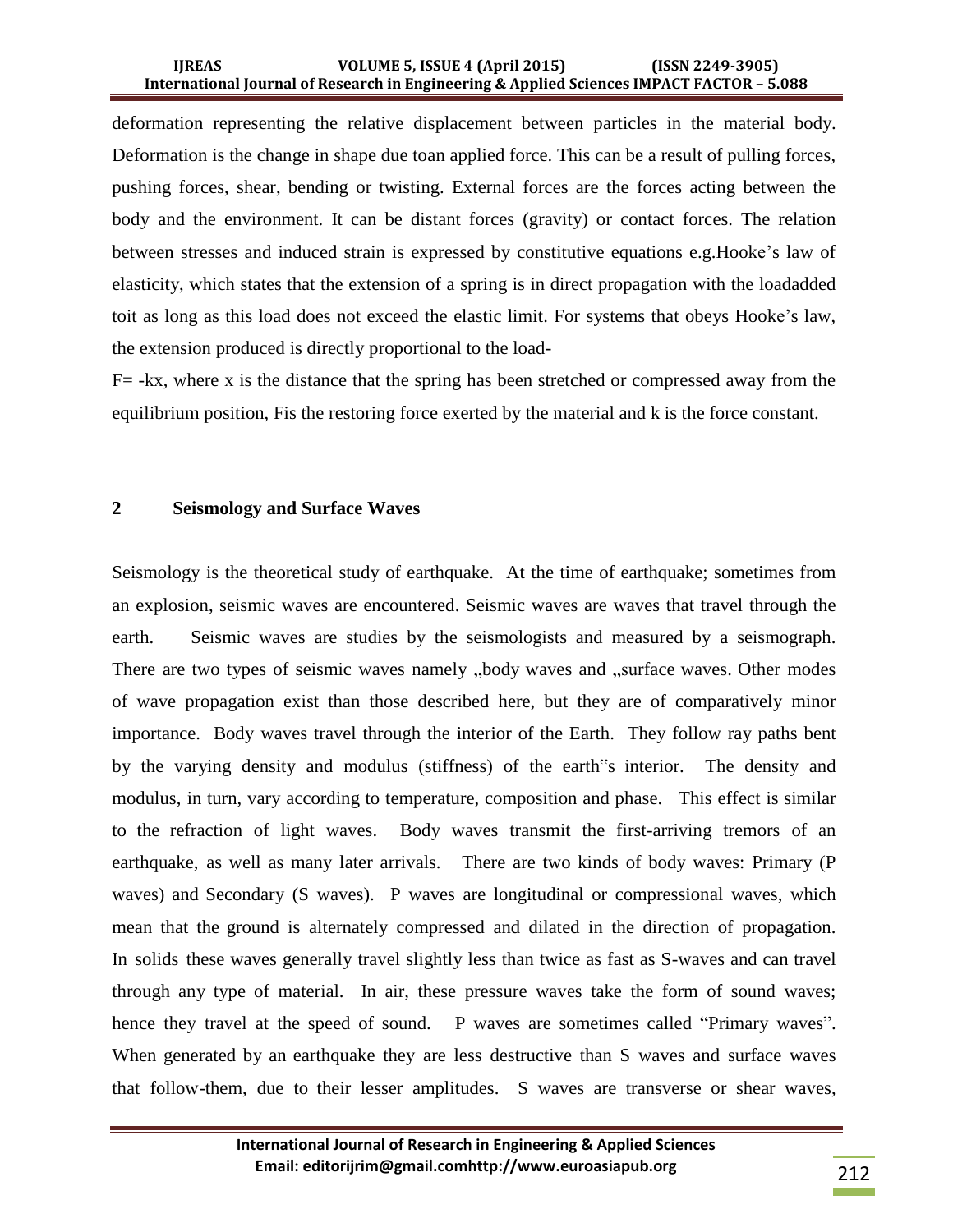deformation representing the relative displacement between particles in the material body. Deformation is the change in shape due toan applied force. This can be a result of pulling forces, pushing forces, shear, bending or twisting. External forces are the forces acting between the body and the environment. It can be distant forces (gravity) or contact forces. The relation between stresses and induced strain is expressed by constitutive equations e.g.Hooke's law of elasticity, which states that the extension of a spring is in direct propagation with the loadadded toit as long as this load does not exceed the elastic limit. For systems that obeys Hooke's law, the extension produced is directly proportional to the load-

$F = -kx$, where x is the distance that the spring has been stretched or compressed away from the equilibrium position, Fis the restoring force exerted by the material and k is the force constant.

## 2 Seismology and Surface Waves

Seismology is the theoretical study of earthquake. At the time of earthquake; sometimes from an explosion, seismic waves are encountered. Seismic waves are waves that travel through the earth. Seismic waves are studies by the seismologists and measured by a seismograph. There are two types of seismic waves namely „body waves and „surface waves. Other modes of wave propagation exist than those described here, but they are of comparatively minor importance. Body waves travel through the interior of the Earth. They follow ray paths bent by the varying density and modulus (stiffness) of the earth"s interior. The density and modulus, in turn, vary according to temperature, composition and phase. This effect is similar to the refraction of light waves. Body waves transmit the first-arriving tremors of an earthquake, as well as many later arrivals. There are two kinds of body waves: Primary (P waves) and Secondary (S waves). P waves are longitudinal or compressional waves, which mean that the ground is alternately compressed and dilated in the direction of propagation. In solids these waves generally travel slightly less than twice as fast as S-waves and can travel through any type of material. In air, these pressure waves take the form of sound waves; hence they travel at the speed of sound. P waves are sometimes called "Primary waves". When generated by an earthquake they are less destructive than S waves and surface waves that follow-them, due to their lesser amplitudes. S waves are transverse or shear waves,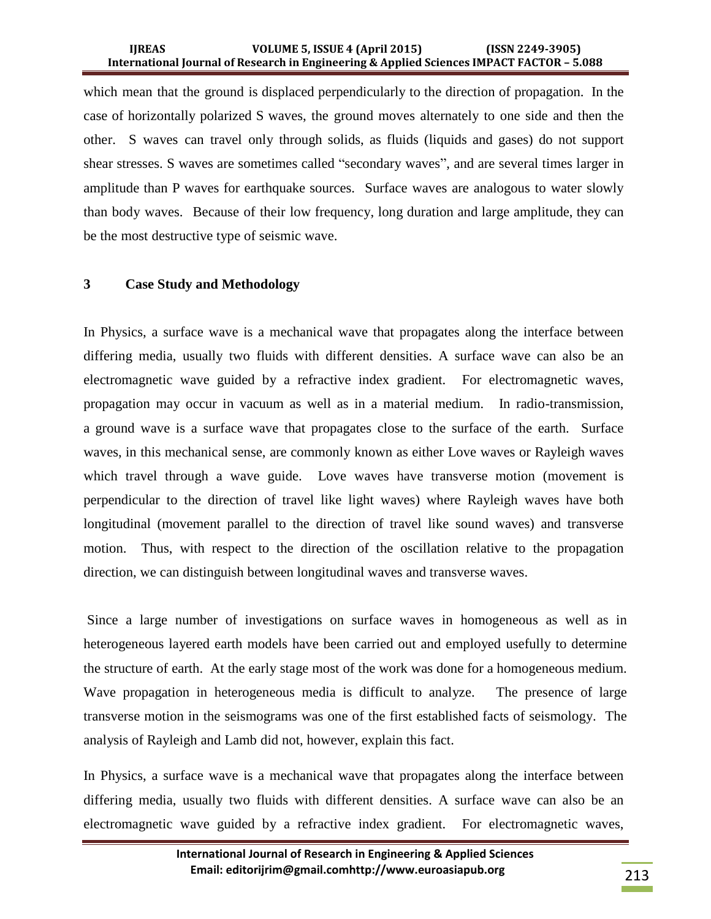which mean that the ground is displaced perpendicularly to the direction of propagation. In the case of horizontally polarized S waves, the ground moves alternately to one side and then the other. S waves can travel only through solids, as fluids (liquids and gases) do not support shear stresses. S waves are sometimes called "secondary waves", and are several times larger in amplitude than P waves for earthquake sources. Surface waves are analogous to water slowly than body waves. Because of their low frequency, long duration and large amplitude, they can be the most destructive type of seismic wave.

## 3 Case Study and Methodology

In Physics, a surface wave is a mechanical wave that propagates along the interface between differing media, usually two fluids with different densities. A surface wave can also be an electromagnetic wave guided by a refractive index gradient. For electromagnetic waves, propagation may occur in vacuum as well as in a material medium. In radio-transmission, a ground wave is a surface wave that propagates close to the surface of the earth. Surface waves, in this mechanical sense, are commonly known as either Love waves or Rayleigh waves which travel through a wave guide. Love waves have transverse motion (movement is perpendicular to the direction of travel like light waves) where Rayleigh waves have both longitudinal (movement parallel to the direction of travel like sound waves) and transverse motion. Thus, with respect to the direction of the oscillation relative to the propagation direction, we can distinguish between longitudinal waves and transverse waves.

Since a large number of investigations on surface waves in homogeneous as well as in heterogeneous layered earth models have been carried out and employed usefully to determine the structure of earth. At the early stage most of the work was done for a homogeneous medium. Wave propagation in heterogeneous media is difficult to analyze. The presence of large transverse motion in the seismograms was one of the first established facts of seismology. The analysis of Rayleigh and Lamb did not, however, explain this fact.

In Physics, a surface wave is a mechanical wave that propagates along the interface between differing media, usually two fluids with different densities. A surface wave can also be an electromagnetic wave guided by a refractive index gradient. For electromagnetic waves,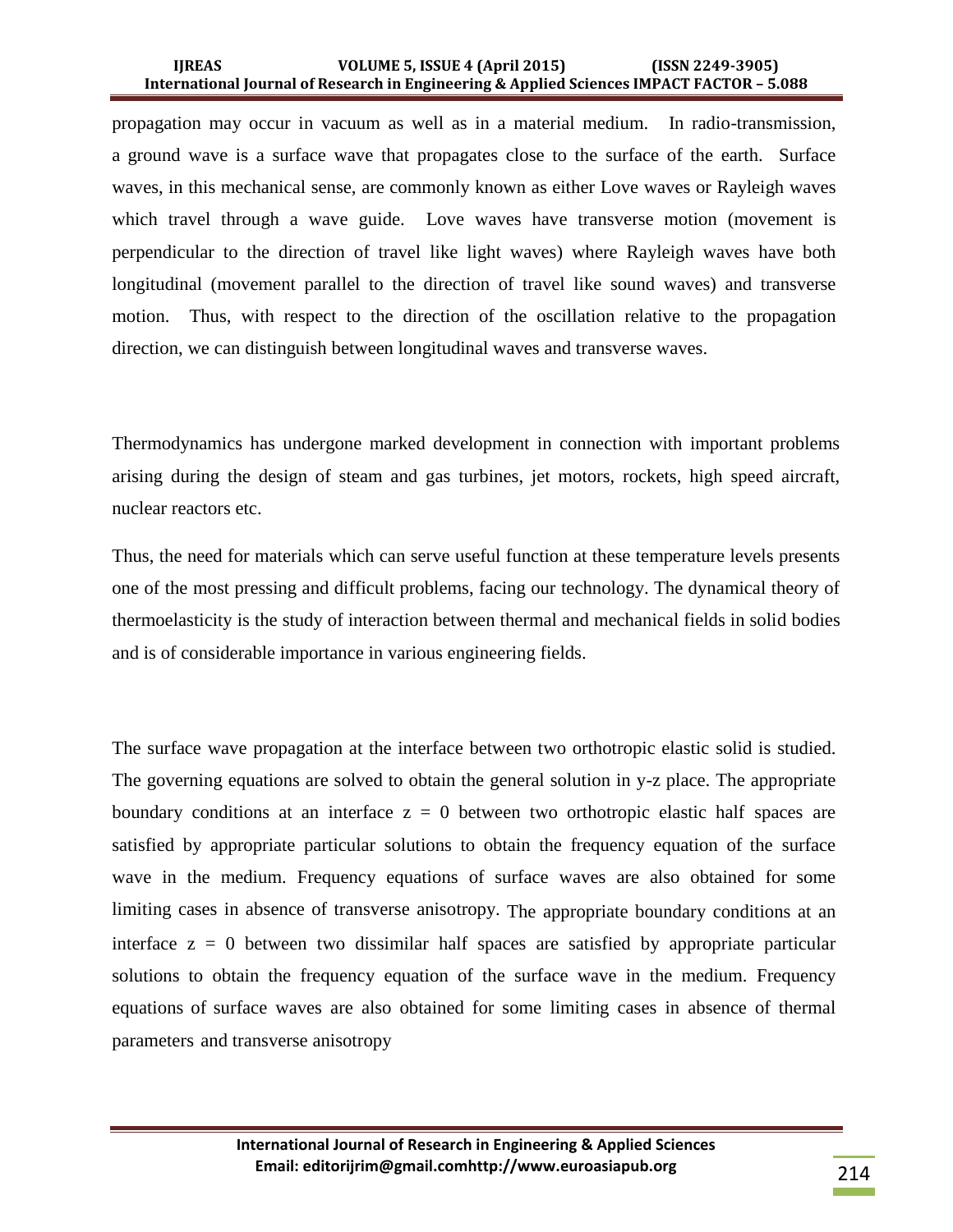propagation may occur in vacuum as well as in a material medium. In radio-transmission, a ground wave is a surface wave that propagates close to the surface of the earth. Surface waves, in this mechanical sense, are commonly known as either Love waves or Rayleigh waves which travel through a wave guide. Love waves have transverse motion (movement is perpendicular to the direction of travel like light waves) where Rayleigh waves have both longitudinal (movement parallel to the direction of travel like sound waves) and transverse motion. Thus, with respect to the direction of the oscillation relative to the propagation direction, we can distinguish between longitudinal waves and transverse waves.

Thermodynamics has undergone marked development in connection with important problems arising during the design of steam and gas turbines, jet motors, rockets, high speed aircraft, nuclear reactors etc.

Thus, the need for materials which can serve useful function at these temperature levels presents one of the most pressing and difficult problems, facing our technology. The dynamical theory of thermoelasticity is the study of interaction between thermal and mechanical fields in solid bodies and is of considerable importance in various engineering fields.

The surface wave propagation at the interface between two orthotropic elastic solid is studied. The governing equations are solved to obtain the general solution in y-z place. The appropriate boundary conditions at an interface $z = 0$ between two orthotropic elastic half spaces are satisfied by appropriate particular solutions to obtain the frequency equation of the surface wave in the medium. Frequency equations of surface waves are also obtained for some limiting cases in absence of transverse anisotropy. The appropriate boundary conditions at an interface $z = 0$ between two dissimilar half spaces are satisfied by appropriate particular solutions to obtain the frequency equation of the surface wave in the medium. Frequency equations of surface waves are also obtained for some limiting cases in absence of thermal parameters and transverse anisotropy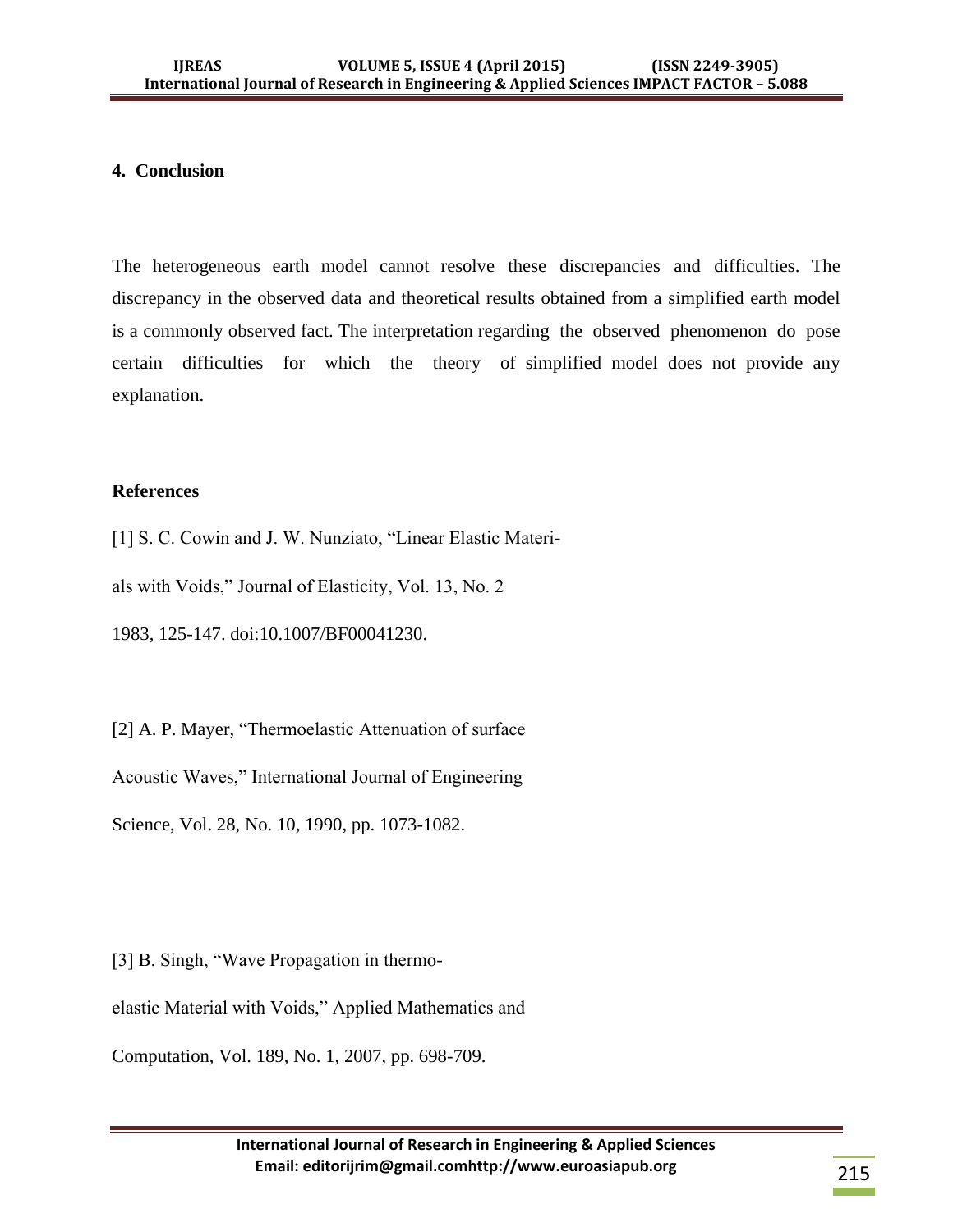## 4. Conclusion

The heterogeneous earth model cannot resolve these discrepancies and difficulties. The discrepancy in the observed data and theoretical results obtained from a simplified earth model is a commonly observed fact. The interpretation regarding the observed phenomenon do pose certain difficulties for which the theory of simplified model does not provide any explanation.

## References

[1] S. C. Cowin and J. W. Nunziato, "Linear Elastic Materials with Voids," Journal of Elasticity, Vol. 13, No. 2 1983, 125-147. doi:10.1007/BF00041230.

[2] A. P. Mayer, "Thermoelastic Attenuation of surface Acoustic Waves," International Journal of Engineering Science, Vol. 28, No. 10, 1990, pp. 1073-1082.

[3] B. Singh, "Wave Propagation in thermo-elastic Material with Voids," Applied Mathematics and Computation, Vol. 189, No. 1, 2007, pp. 698-709.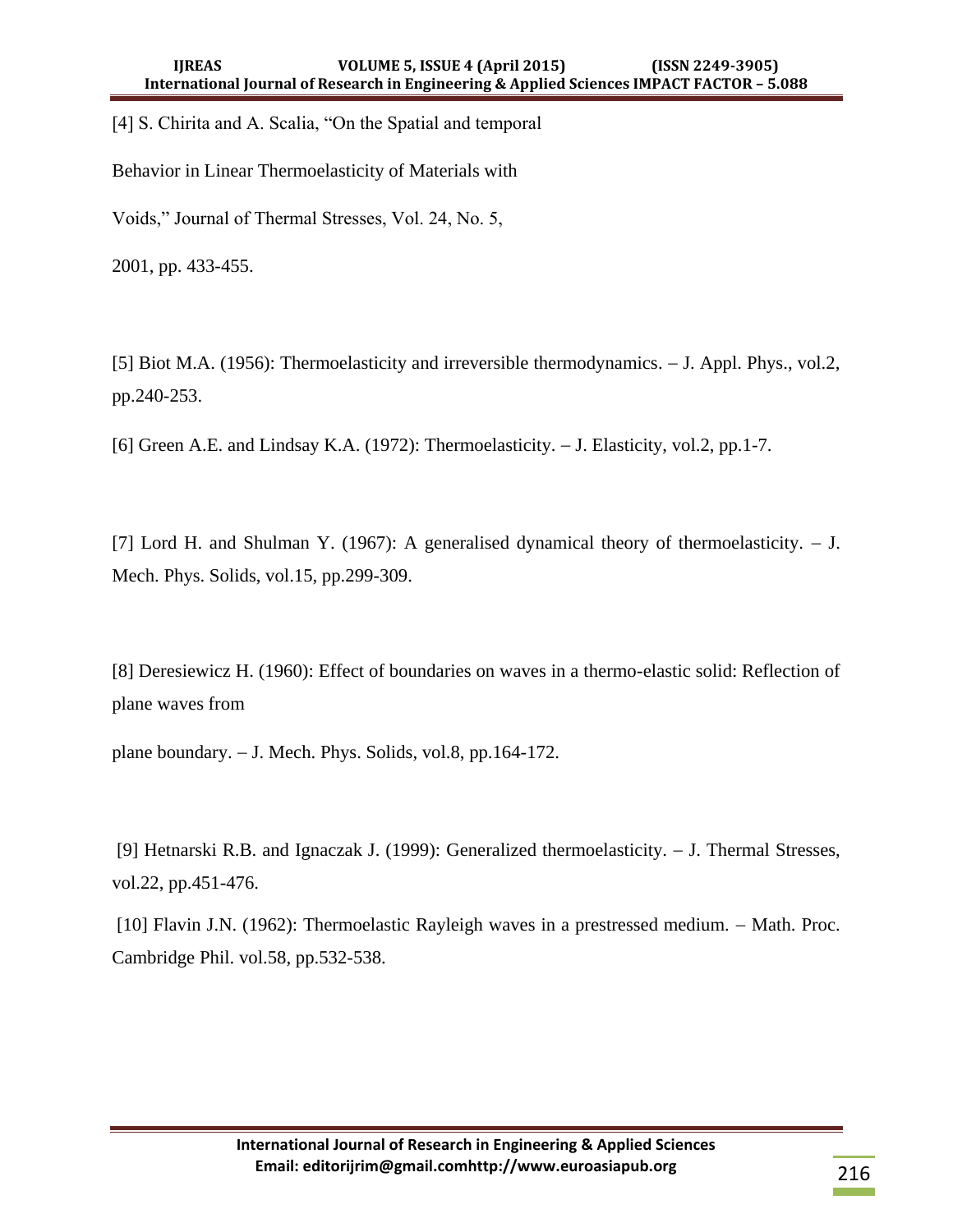[4] S. Chirita and A. Scalia, "On the Spatial and temporal Behavior in Linear Thermoelasticity of Materials with Voids," Journal of Thermal Stresses, Vol. 24, No. 5, 2001, pp. 433-455.

[5] Biot M.A. (1956): Thermoelasticity and irreversible thermodynamics. – J. Appl. Phys., vol.2, pp.240-253.

[6] Green A.E. and Lindsay K.A. (1972): Thermoelasticity. – J. Elasticity, vol.2, pp.1-7.

[7] Lord H. and Shulman Y. (1967): A generalised dynamical theory of thermoelasticity. – J. Mech. Phys. Solids, vol.15, pp.299-309.

[8] Deresiewicz H. (1960): Effect of boundaries on waves in a thermo-elastic solid: Reflection of plane waves from plane boundary. – J. Mech. Phys. Solids, vol.8, pp.164-172.

[9] Hetnarski R.B. and Ignaczak J. (1999): Generalized thermoelasticity. – J. Thermal Stresses, vol.22, pp.451-476.

[10] Flavin J.N. (1962): Thermoelastic Rayleigh waves in a prestressed medium. – Math. Proc. Cambridge Phil. vol.58, pp.532-538.